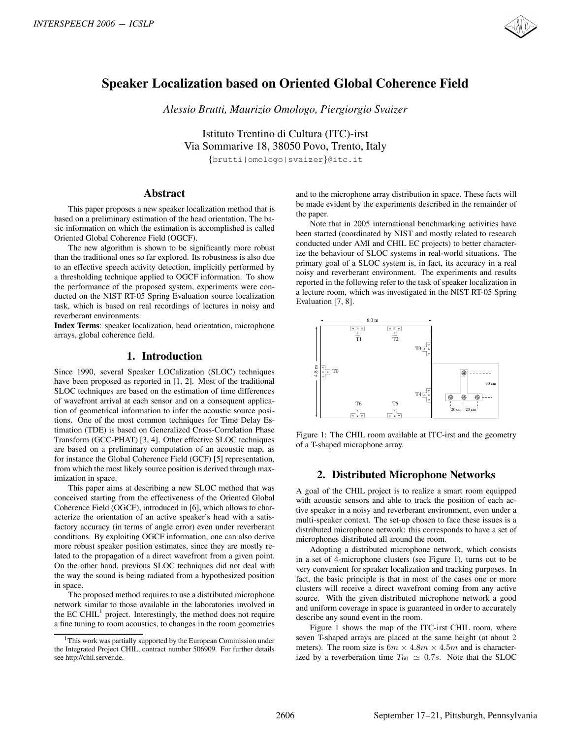# Speaker Localization based on Oriented Global Coherence Field

*Alessio Brutti, Maurizio Omologo, Piergiorgio Svaizer*

Istituto Trentino di Cultura (ITC)-irst
Via Sommarive 18, 38050 Povo, Trento, Italy

{brutti|omologo|svaizer}@itc.it

## Abstract

This paper proposes a new speaker localization method that is based on a preliminary estimation of the head orientation. The basic information on which the estimation is accomplished is called Oriented Global Coherence Field (OGCF).

The new algorithm is shown to be significantly more robust than the traditional ones so far explored. Its robustness is also due to an effective speech activity detection, implicitly performed by a thresholding technique applied to OGCF information. To show the performance of the proposed system, experiments were conducted on the NIST RT-05 Spring Evaluation source localization task, which is based on real recordings of lectures in noisy and reverberant environments.

**Index Terms**: speaker localization, head orientation, microphone arrays, global coherence field.

## 1. Introduction

Since 1990, several Speaker LOCalization (SLOC) techniques have been proposed as reported in [1, 2]. Most of the traditional SLOC techniques are based on the estimation of time differences of wavefront arrival at each sensor and on a consequent application of geometrical information to infer the acoustic source positions. One of the most common techniques for Time Delay Estimation (TDE) is based on Generalized Cross-Correlation Phase Transform (GCC-PHAT) [3, 4]. Other effective SLOC techniques are based on a preliminary computation of an acoustic map, as for instance the Global Coherence Field (GCF) [5] representation, from which the most likely source position is derived through maximization in space.

This paper aims at describing a new SLOC method that was conceived starting from the effectiveness of the Oriented Global Coherence Field (OGCF), introduced in [6], which allows to characterize the orientation of an active speaker's head with a satisfactory accuracy (in terms of angle error) even under reverberant conditions. By exploiting OGCF information, one can also derive more robust speaker position estimates, since they are mostly related to the propagation of a direct wavefront from a given point. On the other hand, previous SLOC techniques did not deal with the way the sound is being radiated from a hypothesized position in space.

The proposed method requires to use a distributed microphone network similar to those available in the laboratories involved in the EC CHIL[1] project. Interestingly, the method does not require a fine tuning to room acoustics, to changes in the room geometries and to the microphone array distribution in space. These facts will be made evident by the experiments described in the remainder of the paper.

Note that in 2005 international benchmarking activities have been started (coordinated by NIST and mostly related to research conducted under AMI and CHIL EC projects) to better characterize the behaviour of SLOC systems in real-world situations. The primary goal of a SLOC system is, in fact, its accuracy in a real noisy and reverberant environment. The experiments and results reported in the following refer to the task of speaker localization in a lecture room, which was investigated in the NIST RT-05 Spring Evaluation [7, 8].

Figure 1: The CHIL room available at ITC-irst and the geometry of a T-shaped microphone array.

## 2. Distributed Microphone Networks

A goal of the CHIL project is to realize a smart room equipped with acoustic sensors and able to track the position of each active speaker in a noisy and reverberant environment, even under a multi-speaker context. The set-up chosen to face these issues is a distributed microphone network: this corresponds to have a set of microphones distributed all around the room.

Adopting a distributed microphone network, which consists in a set of 4-microphone clusters (see Figure 1), turns out to be very convenient for speaker localization and tracking purposes. In fact, the basic principle is that in most of the cases one or more clusters will receive a direct wavefront coming from any active source. With the given distributed microphone network a good and uniform coverage in space is guaranteed in order to accurately describe any sound event in the room.

Figure 1 shows the map of the ITC-irst CHIL room, where seven T-shaped arrays are placed at the same height (at about 2 meters). The room size is $6m \times 4.8m \times 4.5m$ and is characterized by a reverberation time $T_{60} \simeq 0.7s$. Note that the SLOC

[1] This work was partially supported by the European Commission under the Integrated Project CHIL, contract number 506909. For further details see http://chil.server.de.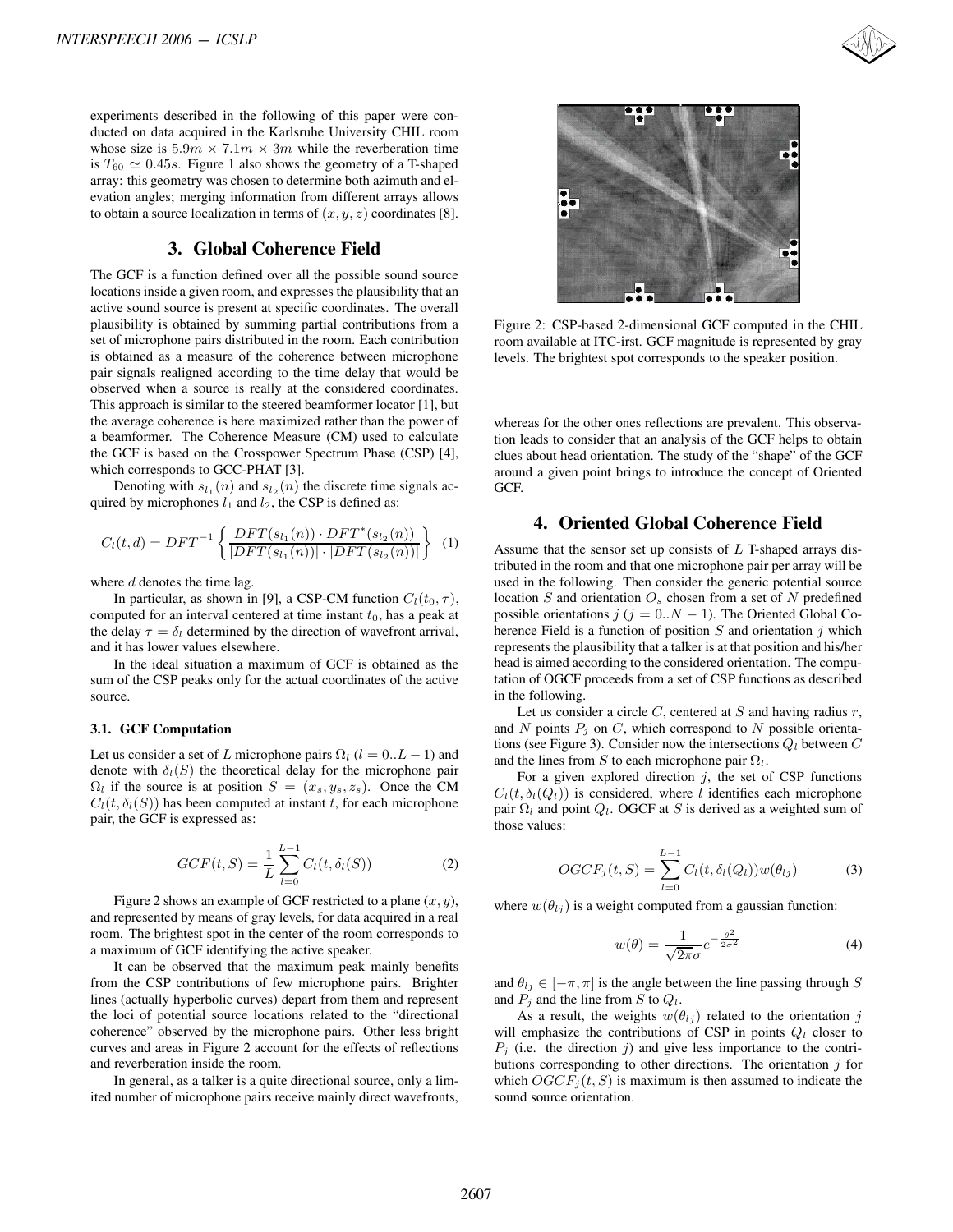experiments described in the following of this paper were conducted on data acquired in the Karlsruhe University CHIL room whose size is $5.9m \times 7.1m \times 3m$ while the reverberation time is $T_{60} \simeq 0.45s$. Figure 1 also shows the geometry of a T-shaped array: this geometry was chosen to determine both azimuth and elevation angles; merging information from different arrays allows to obtain a source localization in terms of $(x, y, z)$ coordinates [8].

## 3. Global Coherence Field

The GCF is a function defined over all the possible sound source locations inside a given room, and expresses the plausibility that an active sound source is present at specific coordinates. The overall plausibility is obtained by summing partial contributions from a set of microphone pairs distributed in the room. Each contribution is obtained as a measure of the coherence between microphone pair signals realigned according to the time delay that would be observed when a source is really at the considered coordinates. This approach is similar to the steered beamformer locator [1], but the average coherence is here maximized rather than the power of a beamformer. The Coherence Measure (CM) used to calculate the GCF is based on the Crosspower Spectrum Phase (CSP) [4], which corresponds to GCC-PHAT [3].

Denoting with $s_{l_1}(n)$ and $s_{l_2}(n)$ the discrete time signals acquired by microphones $l_1$ and $l_2$, the CSP is defined as:

$$C_l(t, d) = DFT^{-1}\left\{ \frac{DFT(s_{l_1}(n)) \cdot DFT^*(s_{l_2}(n))}{|DFT(s_{l_1}(n))| \cdot |DFT(s_{l_2}(n))|} \right\} \quad (1)$$

where $d$ denotes the time lag.

In particular, as shown in [9], a CSP-CM function $C_l(t_0, \tau)$, computed for an interval centered at time instant $t_0$, has a peak at the delay $\tau = \delta_l$ determined by the direction of wavefront arrival, and it has lower values elsewhere.

In the ideal situation a maximum of GCF is obtained as the sum of the CSP peaks only for the actual coordinates of the active source.

### 3.1. GCF Computation

Let us consider a set of $L$ microphone pairs $\Omega_l$ ($l = 0..L-1$) and denote with $\delta_l(S)$ the theoretical delay for the microphone pair $\Omega_l$ if the source is at position $S = (x_s, y_s, z_s)$. Once the CM $C_l(t, \delta_l(S))$ has been computed at instant $t$, for each microphone pair, the GCF is expressed as:

$$GCF(t, S) = \frac{1}{L}\sum_{l=0}^{L-1} C_l(t, \delta_l(S)) \quad (2)$$

Figure 2 shows an example of GCF restricted to a plane $(x, y)$, and represented by means of gray levels, for data acquired in a real room. The brightest spot in the center of the room corresponds to a maximum of GCF identifying the active speaker.

It can be observed that the maximum peak mainly benefits from the CSP contributions of few microphone pairs. Brighter lines (actually hyperbolic curves) depart from them and represent the loci of potential source locations related to the "directional coherence" observed by the microphone pairs. Other less bright curves and areas in Figure 2 account for the effects of reflections and reverberation inside the room.

In general, as a talker is a quite directional source, only a limited number of microphone pairs receive mainly direct wavefronts, whereas for the other ones reflections are prevalent. This observation leads to consider that an analysis of the GCF helps to obtain clues about head orientation. The study of the "shape" of the GCF around a given point brings to introduce the concept of Oriented GCF.

Figure 2: CSP-based 2-dimensional GCF computed in the CHIL room available at ITC-irst. GCF magnitude is represented by gray levels. The brightest spot corresponds to the speaker position.

## 4. Oriented Global Coherence Field

Assume that the sensor set up consists of $L$ T-shaped arrays distributed in the room and that one microphone pair per array will be used in the following. Then consider the generic potential source location $S$ and orientation $O_s$ chosen from a set of $N$ predefined possible orientations $j$ ($j = 0..N-1$). The Oriented Global Coherence Field is a function of position $S$ and orientation $j$ which represents the plausibility that a talker is at that position and his/her head is aimed according to the considered orientation. The computation of OGCF proceeds from a set of CSP functions as described in the following.

Let us consider a circle $C$, centered at $S$ and having radius $r$, and $N$ points $P_j$ on $C$, which correspond to $N$ possible orientations (see Figure 3). Consider now the intersections $Q_l$ between $C$ and the lines from $S$ to each microphone pair $\Omega_l$.

For a given explored direction $j$, the set of CSP functions $C_l(t, \delta_l(Q_l))$ is considered, where $l$ identifies each microphone pair $\Omega_l$ and point $Q_l$. OGCF at $S$ is derived as a weighted sum of those values:

$$OGCF_j(t, S) = \sum_{l=0}^{L-1} C_l(t, \delta_l(Q_l))w(\theta_{lj}) \quad (3)$$

where $w(\theta_{lj})$ is a weight computed from a gaussian function:

$$w(\theta) = \frac{1}{\sqrt{2\pi}\sigma}e^{-\frac{\theta^2}{2\sigma^2}} \quad (4)$$

and $\theta_{lj} \in [-\pi, \pi]$ is the angle between the line passing through $S$ and $P_j$ and the line from $S$ to $Q_l$.

As a result, the weights $w(\theta_{lj})$ related to the orientation $j$ will emphasize the contributions of CSP in points $Q_l$ closer to $P_j$ (i.e. the direction $j$) and give less importance to the contributions corresponding to other directions. The orientation $j$ for which $OGCF_j(t, S)$ is maximum is then assumed to indicate the sound source orientation.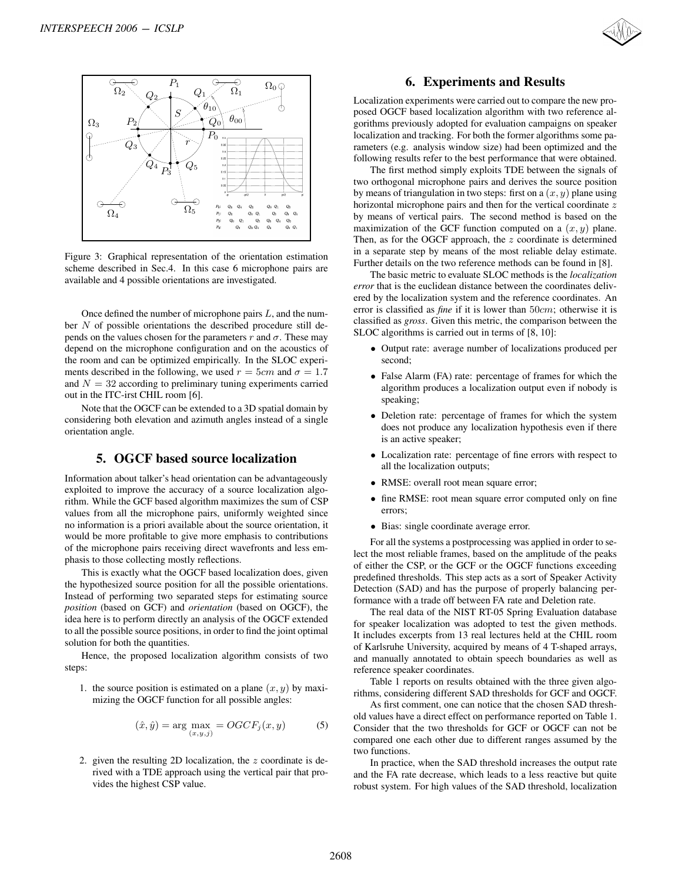Figure 3: Graphical representation of the orientation estimation scheme described in Sec.4. In this case 6 microphone pairs are available and 4 possible orientations are investigated.

Once defined the number of microphone pairs $L$, and the number $N$ of possible orientations the described procedure still depends on the values chosen for the parameters $r$ and $\sigma$. These may depend on the microphone configuration and on the acoustics of the room and can be optimized empirically. In the SLOC experiments described in the following, we used $r = 5cm$ and $\sigma = 1.7$ and $N = 32$ according to preliminary tuning experiments carried out in the ITC-irst CHIL room [6].

Note that the OGCF can be extended to a 3D spatial domain by considering both elevation and azimuth angles instead of a single orientation angle.

## 5. OGCF based source localization

Information about talker's head orientation can be advantageously exploited to improve the accuracy of a source localization algorithm. While the GCF based algorithm maximizes the sum of CSP values from all the microphone pairs, uniformly weighted since no information is a priori available about the source orientation, it would be more profitable to give more emphasis to contributions of the microphone pairs receiving direct wavefronts and less emphasis to those collecting mostly reflections.

This is exactly what the OGCF based localization does, given the hypothesized source position for all the possible orientations. Instead of performing two separated steps for estimating source *position* (based on GCF) and *orientation* (based on OGCF), the idea here is to perform directly an analysis of the OGCF extended to all the possible source positions, in order to find the joint optimal solution for both the quantities.

Hence, the proposed localization algorithm consists of two steps:

1. the source position is estimated on a plane $(x, y)$ by maximizing the OGCF function for all possible angles:

$$(\hat{x}, \hat{y}) = \arg \max_{(x,y,j)} = OGCF_j(x, y) \tag{5}$$

2. given the resulting 2D localization, the $z$ coordinate is derived with a TDE approach using the vertical pair that provides the highest CSP value.

## 6. Experiments and Results

Localization experiments were carried out to compare the new proposed OGCF based localization algorithm with two reference algorithms previously adopted for evaluation campaigns on speaker localization and tracking. For both the former algorithms some parameters (e.g. analysis window size) had been optimized and the following results refer to the best performance that were obtained.

The first method simply exploits TDE between the signals of two orthogonal microphone pairs and derives the source position by means of triangulation in two steps: first on a $(x, y)$ plane using horizontal microphone pairs and then for the vertical coordinate $z$ by means of vertical pairs. The second method is based on the maximization of the GCF function computed on a $(x, y)$ plane. Then, as for the OGCF approach, the $z$ coordinate is determined in a separate step by means of the most reliable delay estimate. Further details on the two reference methods can be found in [8].

The basic metric to evaluate SLOC methods is the *localization error* that is the euclidean distance between the coordinates delivered by the localization system and the reference coordinates. An error is classified as *fine* if it is lower than $50cm$; otherwise it is classified as *gross*. Given this metric, the comparison between the SLOC algorithms is carried out in terms of [8, 10]:

- Output rate: average number of localizations produced per second;
- False Alarm (FA) rate: percentage of frames for which the algorithm produces a localization output even if nobody is speaking;
- Deletion rate: percentage of frames for which the system does not produce any localization hypothesis even if there is an active speaker;
- Localization rate: percentage of fine errors with respect to all the localization outputs;
- RMSE: overall root mean square error;
- fine RMSE: root mean square error computed only on fine errors;
- Bias: single coordinate average error.

For all the systems a postprocessing was applied in order to select the most reliable frames, based on the amplitude of the peaks of either the CSP, or the GCF or the OGCF functions exceeding predefined thresholds. This step acts as a sort of Speaker Activity Detection (SAD) and has the purpose of properly balancing performance with a trade off between FA rate and Deletion rate.

The real data of the NIST RT-05 Spring Evaluation database for speaker localization was adopted to test the given methods. It includes excerpts from 13 real lectures held at the CHIL room of Karlsruhe University, acquired by means of 4 T-shaped arrays, and manually annotated to obtain speech boundaries as well as reference speaker coordinates.

Table 1 reports on results obtained with the three given algorithms, considering different SAD thresholds for GCF and OGCF.

As first comment, one can notice that the chosen SAD threshold values have a direct effect on performance reported on Table 1. Consider that the two thresholds for GCF or OGCF can not be compared one each other due to different ranges assumed by the two functions.

In practice, when the SAD threshold increases the output rate and the FA rate decrease, which leads to a less reactive but quite robust system. For high values of the SAD threshold, localization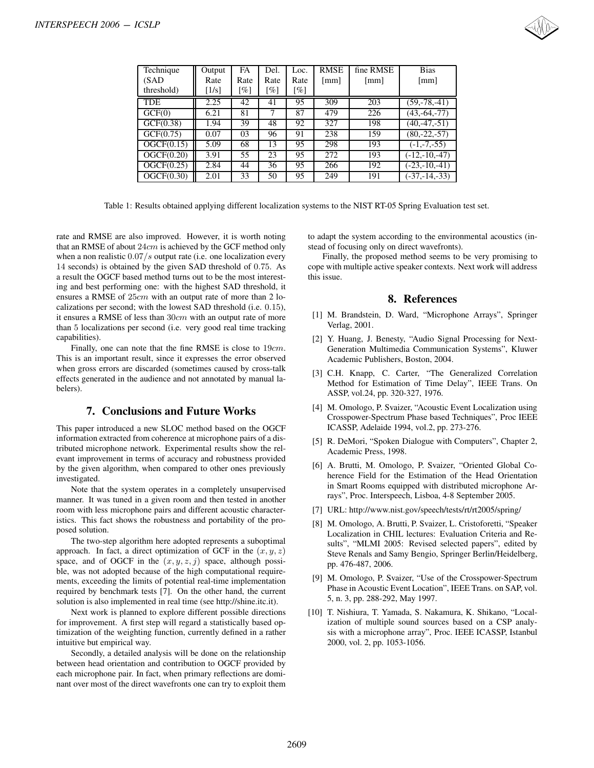| Technique (SAD threshold) | Output Rate [1/s] | FA Rate [%] | Del. Rate [%] | Loc. Rate [%] | RMSE [mm] | fine RMSE [mm] | Bias [mm] |
|---|---|---|---|---|---|---|---|
| TDE | 2.25 | 42 | 41 | 95 | 309 | 203 | (59,-78,-41) |
| GCF(0) | 6.21 | 81 | 7 | 87 | 479 | 226 | (43,-64,-77) |
| GCF(0.38) | 1.94 | 39 | 48 | 92 | 327 | 198 | (40,-47,-51) |
| GCF(0.75) | 0.07 | 03 | 96 | 91 | 238 | 159 | (80,-22,-57) |
| OGCF(0.15) | 5.09 | 68 | 13 | 95 | 298 | 193 | (-1,-7,-55) |
| OGCF(0.20) | 3.91 | 55 | 23 | 95 | 272 | 193 | (-12,-10,-47) |
| OGCF(0.25) | 2.84 | 44 | 36 | 95 | 266 | 192 | (-23,-10,-41) |
| OGCF(0.30) | 2.01 | 33 | 50 | 95 | 249 | 191 | (-37,-14,-33) |

Table 1: Results obtained applying different localization systems to the NIST RT-05 Spring Evaluation test set.

rate and RMSE are also improved. However, it is worth noting that an RMSE of about $24cm$ is achieved by the GCF method only when a non realistic $0.07/s$ output rate (i.e. one localization every $14$ seconds) is obtained by the given SAD threshold of $0.75$. As a result the OGCF based method turns out to be the most interesting and best performing one: with the highest SAD threshold, it ensures a RMSE of $25cm$ with an output rate of more than 2 localizations per second; with the lowest SAD threshold (i.e. $0.15$), it ensures a RMSE of less than $30cm$ with an output rate of more than 5 localizations per second (i.e. very good real time tracking capabilities).

Finally, one can note that the fine RMSE is close to $19cm$. This is an important result, since it expresses the error observed when gross errors are discarded (sometimes caused by cross-talk effects generated in the audience and not annotated by manual labelers).

## 7. Conclusions and Future Works

This paper introduced a new SLOC method based on the OGCF information extracted from coherence at microphone pairs of a distributed microphone network. Experimental results show the relevant improvement in terms of accuracy and robustness provided by the given algorithm, when compared to other ones previously investigated.

Note that the system operates in a completely unsupervised manner. It was tuned in a given room and then tested in another room with less microphone pairs and different acoustic characteristics. This fact shows the robustness and portability of the proposed solution.

The two-step algorithm here adopted represents a suboptimal approach. In fact, a direct optimization of GCF in the $(x, y, z)$ space, and of OGCF in the $(x, y, z, j)$ space, although possible, was not adopted because of the high computational requirements, exceeding the limits of potential real-time implementation required by benchmark tests [7]. On the other hand, the current solution is also implemented in real time (see http://shine.itc.it).

Next work is planned to explore different possible directions for improvement. A first step will regard a statistically based optimization of the weighting function, currently defined in a rather intuitive but empirical way.

Secondly, a detailed analysis will be done on the relationship between head orientation and contribution to OGCF provided by each microphone pair. In fact, when primary reflections are dominant over most of the direct wavefronts one can try to exploit them to adapt the system according to the environmental acoustics (instead of focusing only on direct wavefronts).

Finally, the proposed method seems to be very promising to cope with multiple active speaker contexts. Next work will address this issue.

## 8. References

[1] M. Brandstein, D. Ward, "Microphone Arrays", Springer Verlag, 2001.

[2] Y. Huang, J. Benesty, "Audio Signal Processing for Next-Generation Multimedia Communication Systems", Kluwer Academic Publishers, Boston, 2004.

[3] C.H. Knapp, C. Carter, "The Generalized Correlation Method for Estimation of Time Delay", IEEE Trans. On ASSP, vol.24, pp. 320-327, 1976.

[4] M. Omologo, P. Svaizer, "Acoustic Event Localization using Crosspower-Spectrum Phase based Techniques", Proc IEEE ICASSP, Adelaide 1994, vol.2, pp. 273-276.

[5] R. DeMori, "Spoken Dialogue with Computers", Chapter 2, Academic Press, 1998.

[6] A. Brutti, M. Omologo, P. Svaizer, "Oriented Global Coherence Field for the Estimation of the Head Orientation in Smart Rooms equipped with distributed microphone Arrays", Proc. Interspeech, Lisboa, 4-8 September 2005.

[7] URL: http://www.nist.gov/speech/tests/rt/rt2005/spring/

[8] M. Omologo, A. Brutti, P. Svaizer, L. Cristoforetti, "Speaker Localization in CHIL lectures: Evaluation Criteria and Results", "MLMI 2005: Revised selected papers", edited by Steve Renals and Samy Bengio, Springer Berlin/Heidelberg, pp. 476-487, 2006.

[9] M. Omologo, P. Svaizer, "Use of the Crosspower-Spectrum Phase in Acoustic Event Location", IEEE Trans. on SAP, vol. 5, n. 3, pp. 288-292, May 1997.

[10] T. Nishiura, T. Yamada, S. Nakamura, K. Shikano, "Localization of multiple sound sources based on a CSP analysis with a microphone array", Proc. IEEE ICASSP, Istanbul 2000, vol. 2, pp. 1053-1056.